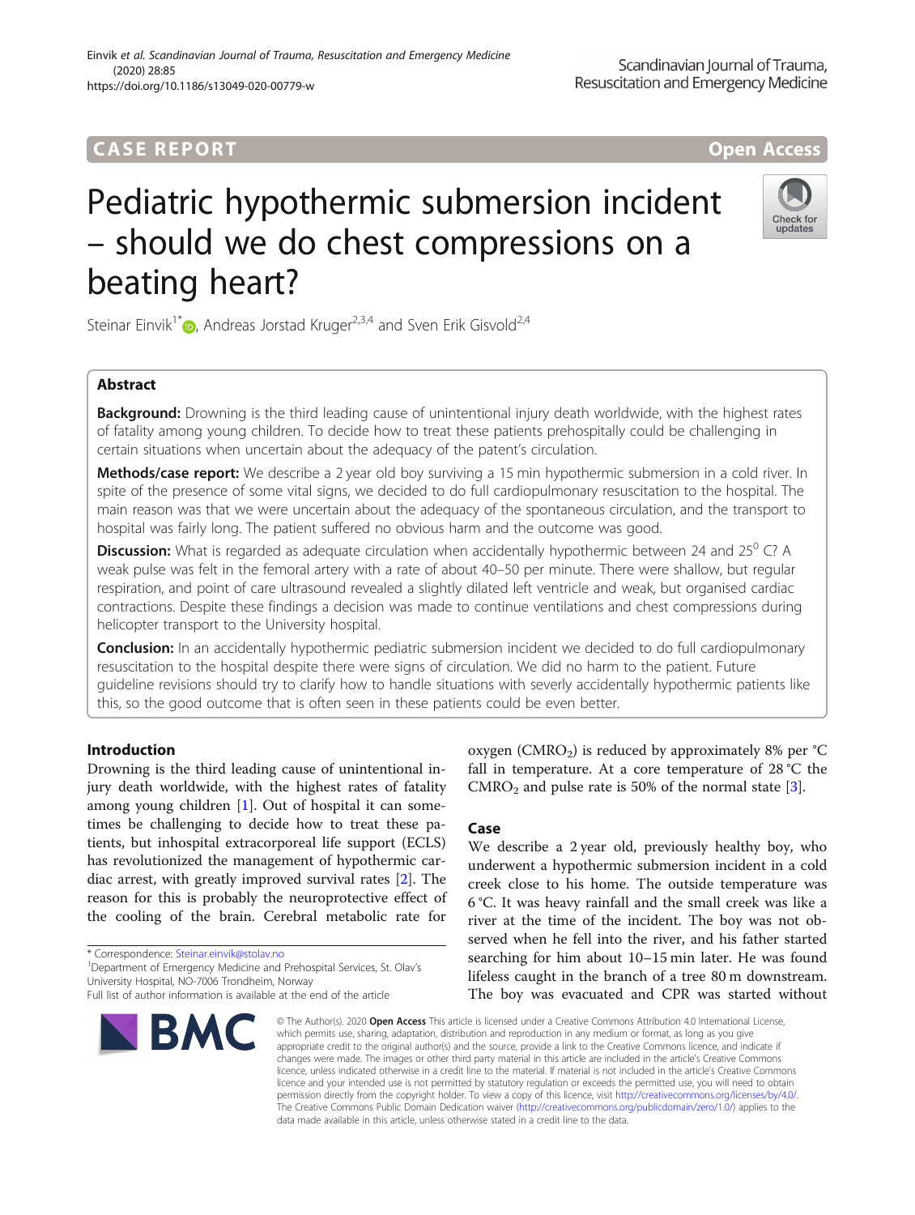CASE REPORT

Open Access

# Pediatric hypothermic submersion incident – should we do chest compressions on a beating heart?

Steinar Einvik[1*], Andreas Jorstad Kruger[2,3,4] and Sven Erik Gisvold[2,4]

## Abstract

**Background:** Drowning is the third leading cause of unintentional injury death worldwide, with the highest rates of fatality among young children. To decide how to treat these patients prehospitally could be challenging in certain situations when uncertain about the adequacy of the patent's circulation.

**Methods/case report:** We describe a 2 year old boy surviving a 15 min hypothermic submersion in a cold river. In spite of the presence of some vital signs, we decided to do full cardiopulmonary resuscitation to the hospital. The main reason was that we were uncertain about the adequacy of the spontaneous circulation, and the transport to hospital was fairly long. The patient suffered no obvious harm and the outcome was good.

**Discussion:** What is regarded as adequate circulation when accidentally hypothermic between 24 and 25$^0$ C? A weak pulse was felt in the femoral artery with a rate of about 40–50 per minute. There were shallow, but regular respiration, and point of care ultrasound revealed a slightly dilated left ventricle and weak, but organised cardiac contractions. Despite these findings a decision was made to continue ventilations and chest compressions during helicopter transport to the University hospital.

**Conclusion:** In an accidentally hypothermic pediatric submersion incident we decided to do full cardiopulmonary resuscitation to the hospital despite there were signs of circulation. We did no harm to the patient. Future guideline revisions should try to clarify how to handle situations with severly accidentally hypothermic patients like this, so the good outcome that is often seen in these patients could be even better.

## Introduction

Drowning is the third leading cause of unintentional injury death worldwide, with the highest rates of fatality among young children [1]. Out of hospital it can sometimes be challenging to decide how to treat these patients, but inhospital extracorporeal life support (ECLS) has revolutionized the management of hypothermic cardiac arrest, with greatly improved survival rates [2]. The reason for this is probably the neuroprotective effect of the cooling of the brain. Cerebral metabolic rate for oxygen ($CMRO_2$) is reduced by approximately 8% per °C fall in temperature. At a core temperature of 28 °C the $CMRO_2$ and pulse rate is 50% of the normal state [3].

## Case

We describe a 2 year old, previously healthy boy, who underwent a hypothermic submersion incident in a cold creek close to his home. The outside temperature was 6 °C. It was heavy rainfall and the small creek was like a river at the time of the incident. The boy was not observed when he fell into the river, and his father started searching for him about 10–15 min later. He was found lifeless caught in the branch of a tree 80 m downstream. The boy was evacuated and CPR was started without

\* Correspondence: Steinar.einvik@stolav.no

[1]Department of Emergency Medicine and Prehospital Services, St. Olav's University Hospital, NO-7006 Trondheim, Norway

Full list of author information is available at the end of the article

© The Author(s). 2020 **Open Access** This article is licensed under a Creative Commons Attribution 4.0 International License, which permits use, sharing, adaptation, distribution and reproduction in any medium or format, as long as you give appropriate credit to the original author(s) and the source, provide a link to the Creative Commons licence, and indicate if changes were made. The images or other third party material in this article are included in the article's Creative Commons licence, unless indicated otherwise in a credit line to the material. If material is not included in the article's Creative Commons licence and your intended use is not permitted by statutory regulation or exceeds the permitted use, you will need to obtain permission directly from the copyright holder. To view a copy of this licence, visit http://creativecommons.org/licenses/by/4.0/. The Creative Commons Public Domain Dedication waiver (http://creativecommons.org/publicdomain/zero/1.0/) applies to the data made available in this article, unless otherwise stated in a credit line to the data.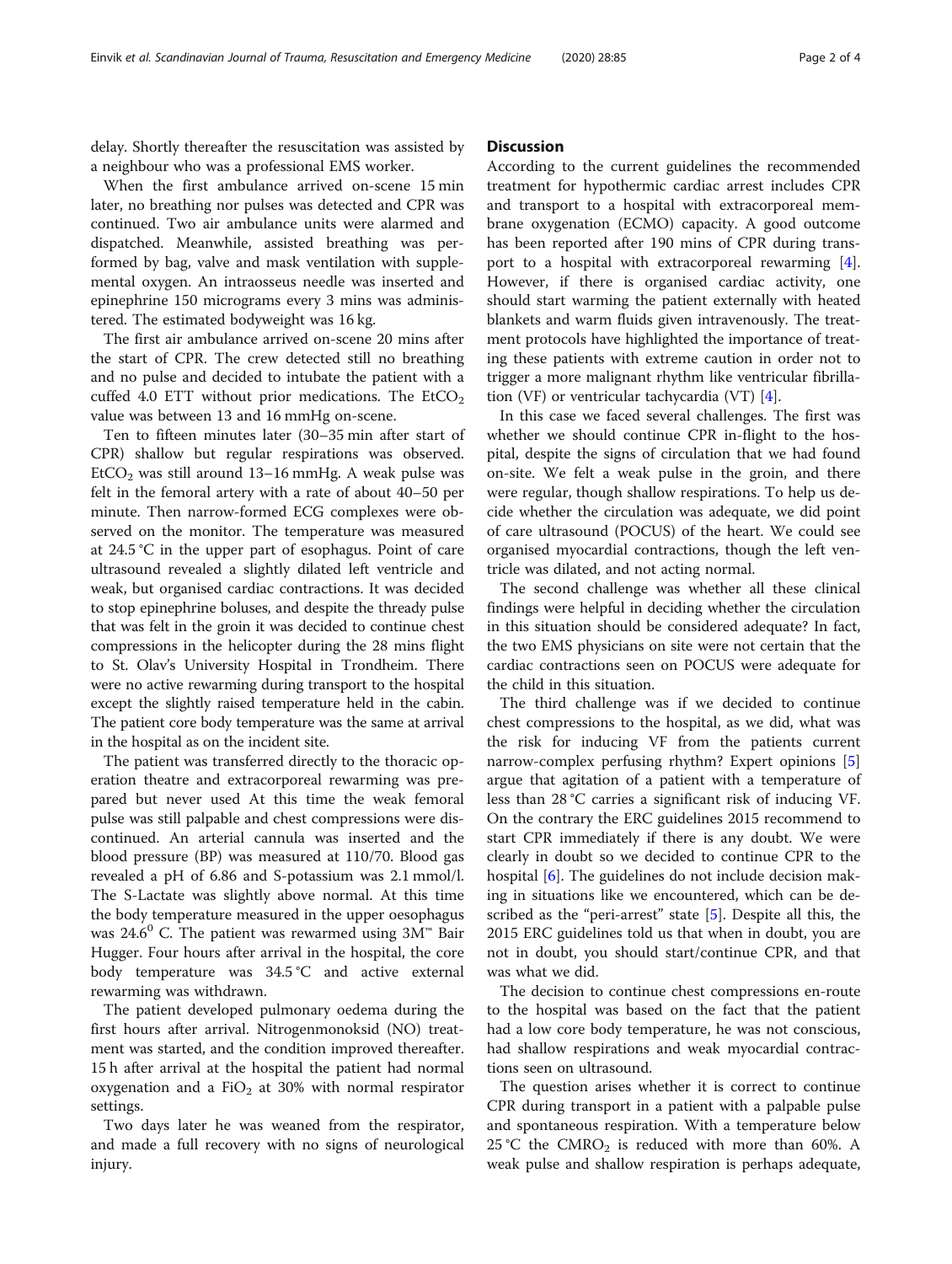delay. Shortly thereafter the resuscitation was assisted by a neighbour who was a professional EMS worker.

When the first ambulance arrived on-scene 15 min later, no breathing nor pulses was detected and CPR was continued. Two air ambulance units were alarmed and dispatched. Meanwhile, assisted breathing was performed by bag, valve and mask ventilation with supplemental oxygen. An intraosseus needle was inserted and epinephrine 150 micrograms every 3 mins was administered. The estimated bodyweight was 16 kg.

The first air ambulance arrived on-scene 20 mins after the start of CPR. The crew detected still no breathing and no pulse and decided to intubate the patient with a cuffed 4.0 ETT without prior medications. The $EtCO_2$ value was between 13 and 16 mmHg on-scene.

Ten to fifteen minutes later (30–35 min after start of CPR) shallow but regular respirations was observed. $EtCO_2$ was still around 13–16 mmHg. A weak pulse was felt in the femoral artery with a rate of about 40–50 per minute. Then narrow-formed ECG complexes were observed on the monitor. The temperature was measured at 24.5 °C in the upper part of esophagus. Point of care ultrasound revealed a slightly dilated left ventricle and weak, but organised cardiac contractions. It was decided to stop epinephrine boluses, and despite the thready pulse that was felt in the groin it was decided to continue chest compressions in the helicopter during the 28 mins flight to St. Olav's University Hospital in Trondheim. There were no active rewarming during transport to the hospital except the slightly raised temperature held in the cabin. The patient core body temperature was the same at arrival in the hospital as on the incident site.

The patient was transferred directly to the thoracic operation theatre and extracorporeal rewarming was prepared but never used At this time the weak femoral pulse was still palpable and chest compressions were discontinued. An arterial cannula was inserted and the blood pressure (BP) was measured at 110/70. Blood gas revealed a pH of 6.86 and S-potassium was 2.1 mmol/l. The S-Lactate was slightly above normal. At this time the body temperature measured in the upper oesophagus was $24.6^0$ C. The patient was rewarmed using 3M™ Bair Hugger. Four hours after arrival in the hospital, the core body temperature was 34.5 °C and active external rewarming was withdrawn.

The patient developed pulmonary oedema during the first hours after arrival. Nitrogenmonoksid (NO) treatment was started, and the condition improved thereafter. 15 h after arrival at the hospital the patient had normal oxygenation and a $FiO_2$ at 30% with normal respirator settings.

Two days later he was weaned from the respirator, and made a full recovery with no signs of neurological injury.

## Discussion

According to the current guidelines the recommended treatment for hypothermic cardiac arrest includes CPR and transport to a hospital with extracorporeal membrane oxygenation (ECMO) capacity. A good outcome has been reported after 190 mins of CPR during transport to a hospital with extracorporeal rewarming [4]. However, if there is organised cardiac activity, one should start warming the patient externally with heated blankets and warm fluids given intravenously. The treatment protocols have highlighted the importance of treating these patients with extreme caution in order not to trigger a more malignant rhythm like ventricular fibrillation (VF) or ventricular tachycardia (VT) [4].

In this case we faced several challenges. The first was whether we should continue CPR in-flight to the hospital, despite the signs of circulation that we had found on-site. We felt a weak pulse in the groin, and there were regular, though shallow respirations. To help us decide whether the circulation was adequate, we did point of care ultrasound (POCUS) of the heart. We could see organised myocardial contractions, though the left ventricle was dilated, and not acting normal.

The second challenge was whether all these clinical findings were helpful in deciding whether the circulation in this situation should be considered adequate? In fact, the two EMS physicians on site were not certain that the cardiac contractions seen on POCUS were adequate for the child in this situation.

The third challenge was if we decided to continue chest compressions to the hospital, as we did, what was the risk for inducing VF from the patients current narrow-complex perfusing rhythm? Expert opinions [5] argue that agitation of a patient with a temperature of less than 28 °C carries a significant risk of inducing VF. On the contrary the ERC guidelines 2015 recommend to start CPR immediately if there is any doubt. We were clearly in doubt so we decided to continue CPR to the hospital [6]. The guidelines do not include decision making in situations like we encountered, which can be described as the "peri-arrest" state [5]. Despite all this, the 2015 ERC guidelines told us that when in doubt, you are not in doubt, you should start/continue CPR, and that was what we did.

The decision to continue chest compressions en-route to the hospital was based on the fact that the patient had a low core body temperature, he was not conscious, had shallow respirations and weak myocardial contractions seen on ultrasound.

The question arises whether it is correct to continue CPR during transport in a patient with a palpable pulse and spontaneous respiration. With a temperature below 25 °C the $CMRO_2$ is reduced with more than 60%. A weak pulse and shallow respiration is perhaps adequate,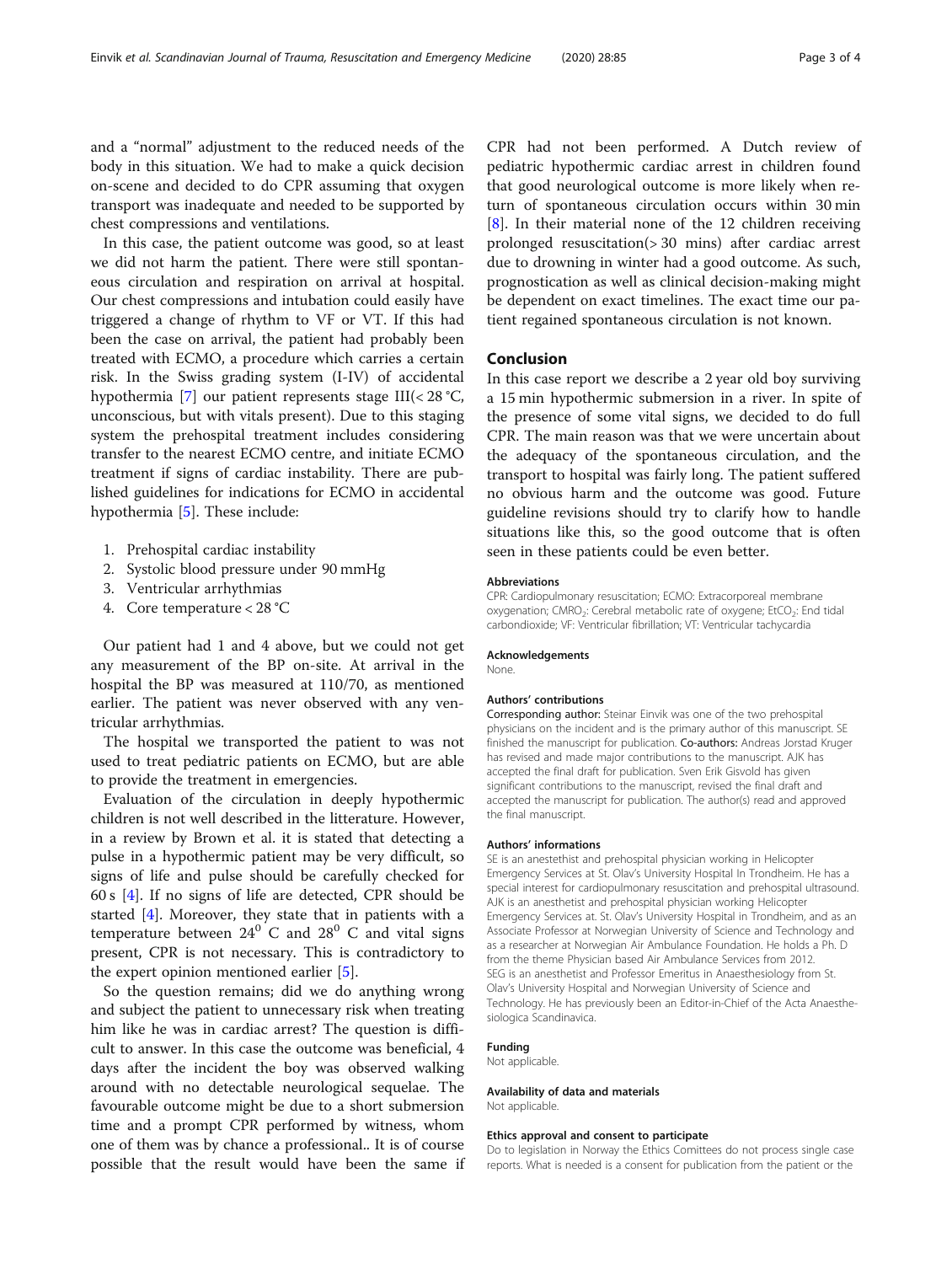and a "normal" adjustment to the reduced needs of the body in this situation. We had to make a quick decision on-scene and decided to do CPR assuming that oxygen transport was inadequate and needed to be supported by chest compressions and ventilations.

In this case, the patient outcome was good, so at least we did not harm the patient. There were still spontaneous circulation and respiration on arrival at hospital. Our chest compressions and intubation could easily have triggered a change of rhythm to VF or VT. If this had been the case on arrival, the patient had probably been treated with ECMO, a procedure which carries a certain risk. In the Swiss grading system (I-IV) of accidental hypothermia [7] our patient represents stage III(< 28 °C, unconscious, but with vitals present). Due to this staging system the prehospital treatment includes considering transfer to the nearest ECMO centre, and initiate ECMO treatment if signs of cardiac instability. There are published guidelines for indications for ECMO in accidental hypothermia [5]. These include:

1. Prehospital cardiac instability
2. Systolic blood pressure under 90 mmHg
3. Ventricular arrhythmias
4. Core temperature < 28 °C

Our patient had 1 and 4 above, but we could not get any measurement of the BP on-site. At arrival in the hospital the BP was measured at 110/70, as mentioned earlier. The patient was never observed with any ventricular arrhythmias.

The hospital we transported the patient to was not used to treat pediatric patients on ECMO, but are able to provide the treatment in emergencies.

Evaluation of the circulation in deeply hypothermic children is not well described in the litterature. However, in a review by Brown et al. it is stated that detecting a pulse in a hypothermic patient may be very difficult, so signs of life and pulse should be carefully checked for 60 s [4]. If no signs of life are detected, CPR should be started [4]. Moreover, they state that in patients with a temperature between $24^0$ C and $28^0$ C and vital signs present, CPR is not necessary. This is contradictory to the expert opinion mentioned earlier [5].

So the question remains; did we do anything wrong and subject the patient to unnecessary risk when treating him like he was in cardiac arrest? The question is difficult to answer. In this case the outcome was beneficial, 4 days after the incident the boy was observed walking around with no detectable neurological sequelae. The favourable outcome might be due to a short submersion time and a prompt CPR performed by witness, whom one of them was by chance a professional.. It is of course possible that the result would have been the same if CPR had not been performed. A Dutch review of pediatric hypothermic cardiac arrest in children found that good neurological outcome is more likely when return of spontaneous circulation occurs within 30 min [8]. In their material none of the 12 children receiving prolonged resuscitation(> 30 mins) after cardiac arrest due to drowning in winter had a good outcome. As such, prognostication as well as clinical decision-making might be dependent on exact timelines. The exact time our patient regained spontaneous circulation is not known.

## Conclusion

In this case report we describe a 2 year old boy surviving a 15 min hypothermic submersion in a river. In spite of the presence of some vital signs, we decided to do full CPR. The main reason was that we were uncertain about the adequacy of the spontaneous circulation, and the transport to hospital was fairly long. The patient suffered no obvious harm and the outcome was good. Future guideline revisions should try to clarify how to handle situations like this, so the good outcome that is often seen in these patients could be even better.

#### Abbreviations

CPR: Cardiopulmonary resuscitation; ECMO: Extracorporeal membrane oxygenation; $CMRO_2$: Cerebral metabolic rate of oxygene; $EtCO_2$: End tidal carbondioxide; VF: Ventricular fibrillation; VT: Ventricular tachycardia

#### Acknowledgements

None.

#### Authors' contributions

**Corresponding author:** Steinar Einvik was one of the two prehospital physicians on the incident and is the primary author of this manuscript. SE finished the manuscript for publication. **Co-authors:** Andreas Jorstad Kruger has revised and made major contributions to the manuscript. AJK has accepted the final draft for publication. Sven Erik Gisvold has given significant contributions to the manuscript, revised the final draft and accepted the manuscript for publication. The author(s) read and approved the final manuscript.

#### Authors' informations

SE is an anestethist and prehospital physician working in Helicopter Emergency Services at St. Olav's University Hospital In Trondheim. He has a special interest for cardiopulmonary resuscitation and prehospital ultrasound. AJK is an anesthetist and prehospital physician working Helicopter Emergency Services at. St. Olav's University Hospital in Trondheim, and as an Associate Professor at Norwegian University of Science and Technology and as a researcher at Norwegian Air Ambulance Foundation. He holds a Ph. D from the theme Physician based Air Ambulance Services from 2012. SEG is an anesthetist and Professor Emeritus in Anaesthesiology from St. Olav's University Hospital and Norwegian University of Science and Technology. He has previously been an Editor-in-Chief of the Acta Anaesthesiologica Scandinavica.

#### Funding

Not applicable.

#### Availability of data and materials

Not applicable.

#### Ethics approval and consent to participate

Do to legislation in Norway the Ethics Comittees do not process single case reports. What is needed is a consent for publication from the patient or the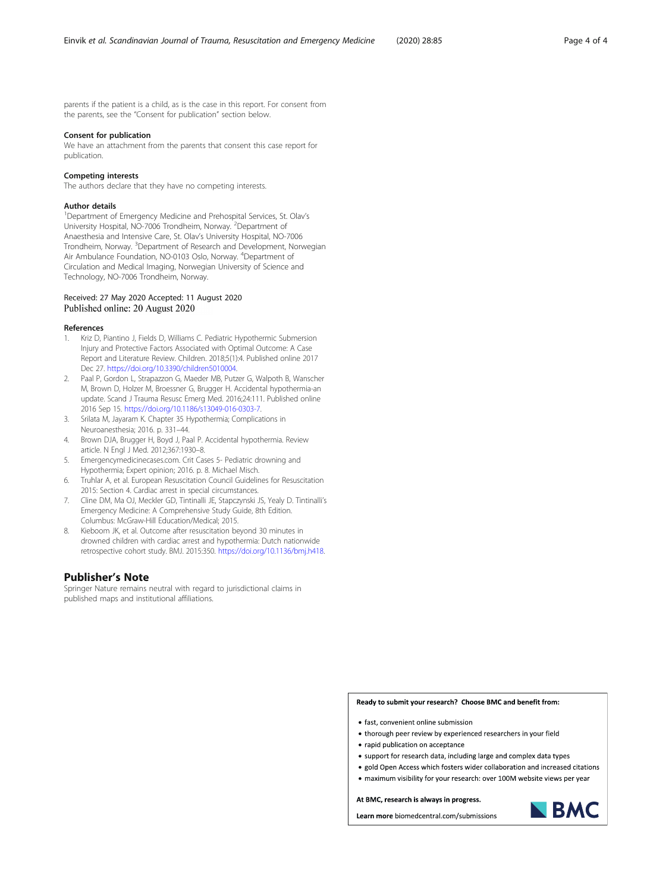parents if the patient is a child, as is the case in this report. For consent from the parents, see the "Consent for publication" section below.

### Consent for publication

We have an attachment from the parents that consent this case report for publication.

### Competing interests

The authors declare that they have no competing interests.

### Author details

[1]Department of Emergency Medicine and Prehospital Services, St. Olav's University Hospital, NO-7006 Trondheim, Norway. [2]Department of Anaesthesia and Intensive Care, St. Olav's University Hospital, NO-7006 Trondheim, Norway. [3]Department of Research and Development, Norwegian Air Ambulance Foundation, NO-0103 Oslo, Norway. [4]Department of Circulation and Medical Imaging, Norwegian University of Science and Technology, NO-7006 Trondheim, Norway.

Received: 27 May 2020 Accepted: 11 August 2020
Published online: 20 August 2020

### References

1. Kriz D, Piantino J, Fields D, Williams C. Pediatric Hypothermic Submersion Injury and Protective Factors Associated with Optimal Outcome: A Case Report and Literature Review. Children. 2018;5(1):4. Published online 2017 Dec 27. https://doi.org/10.3390/children5010004.
2. Paal P, Gordon L, Strapazzon G, Maeder MB, Putzer G, Walpoth B, Wanscher M, Brown D, Holzer M, Broessner G, Brugger H. Accidental hypothermia-an update. Scand J Trauma Resusc Emerg Med. 2016;24:111. Published online 2016 Sep 15. https://doi.org/10.1186/s13049-016-0303-7.
3. Srilata M, Jayaram K. Chapter 35 Hypothermia; Complications in Neuroanesthesia; 2016. p. 331–44.
4. Brown DJA, Brugger H, Boyd J, Paal P. Accidental hypothermia. Review article. N Engl J Med. 2012;367:1930–8.
5. Emergencymedicinecases.com. Crit Cases 5- Pediatric drowning and Hypothermia; Expert opinion; 2016. p. 8. Michael Misch.
6. Truhlar A, et al. European Resuscitation Council Guidelines for Resuscitation 2015: Section 4. Cardiac arrest in special circumstances.
7. Cline DM, Ma OJ, Meckler GD, Tintinalli JE, Stapczynski JS, Yealy D. Tintinalli's Emergency Medicine: A Comprehensive Study Guide, 8th Edition. Columbus: McGraw-Hill Education/Medical; 2015.
8. Kieboom JK, et al. Outcome after resuscitation beyond 30 minutes in drowned children with cardiac arrest and hypothermia: Dutch nationwide retrospective cohort study. BMJ. 2015:350. https://doi.org/10.1136/bmj.h418.

## Publisher's Note

Springer Nature remains neutral with regard to jurisdictional claims in published maps and institutional affiliations.

**Ready to submit your research? Choose BMC and benefit from:**

- fast, convenient online submission
- thorough peer review by experienced researchers in your field
- rapid publication on acceptance
- support for research data, including large and complex data types
- gold Open Access which fosters wider collaboration and increased citations
- maximum visibility for your research: over 100M website views per year

**At BMC, research is always in progress.**

**Learn more** biomedcentral.com/submissions

BMC